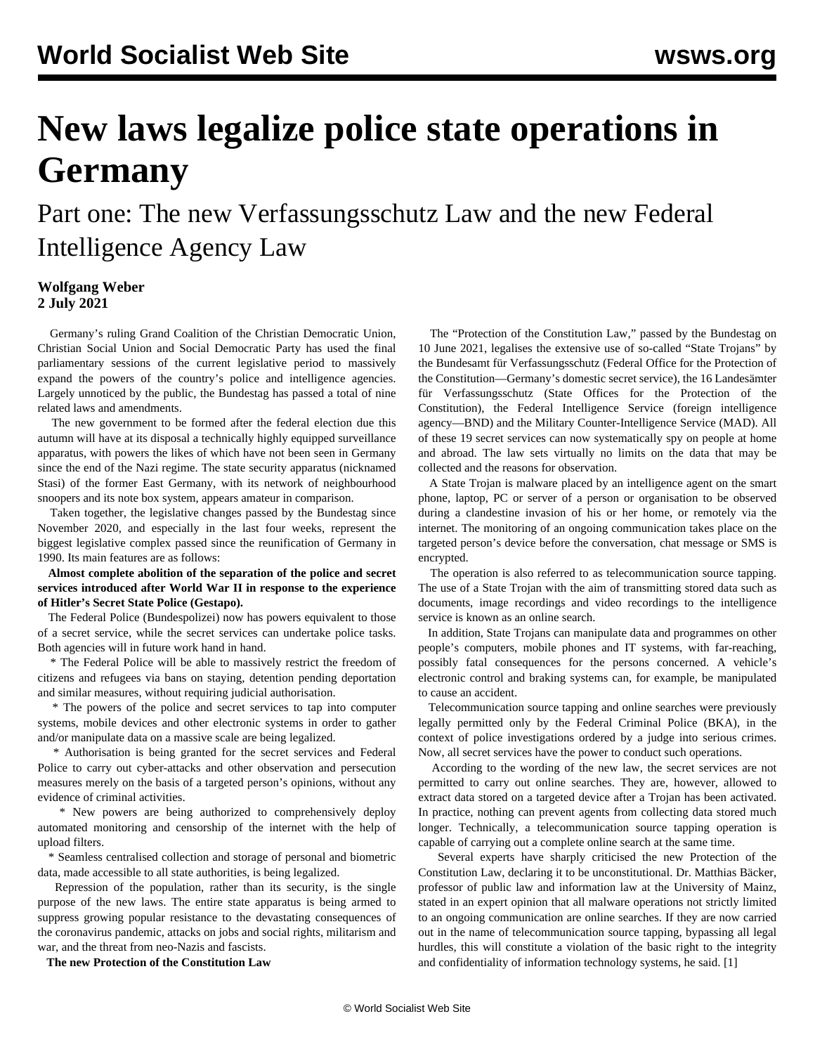# New laws legalize police state operations in Germany

## Part one: The new Verfassungsschutz Law and the new Federal Intelligence Agency Law

**Wolfgang Weber**
**2 July 2021**

Germany's ruling Grand Coalition of the Christian Democratic Union, Christian Social Union and Social Democratic Party has used the final parliamentary sessions of the current legislative period to massively expand the powers of the country's police and intelligence agencies. Largely unnoticed by the public, the Bundestag has passed a total of nine related laws and amendments.

The new government to be formed after the federal election due this autumn will have at its disposal a technically highly equipped surveillance apparatus, with powers the likes of which have not been seen in Germany since the end of the Nazi regime. The state security apparatus (nicknamed Stasi) of the former East Germany, with its network of neighbourhood snoopers and its note box system, appears amateur in comparison.

Taken together, the legislative changes passed by the Bundestag since November 2020, and especially in the last four weeks, represent the biggest legislative complex passed since the reunification of Germany in 1990. Its main features are as follows:

**Almost complete abolition of the separation of the police and secret services introduced after World War II in response to the experience of Hitler's Secret State Police (Gestapo).**

The Federal Police (Bundespolizei) now has powers equivalent to those of a secret service, while the secret services can undertake police tasks. Both agencies will in future work hand in hand.

* The Federal Police will be able to massively restrict the freedom of citizens and refugees via bans on staying, detention pending deportation and similar measures, without requiring judicial authorisation.

* The powers of the police and secret services to tap into computer systems, mobile devices and other electronic systems in order to gather and/or manipulate data on a massive scale are being legalized.

* Authorisation is being granted for the secret services and Federal Police to carry out cyber-attacks and other observation and persecution measures merely on the basis of a targeted person's opinions, without any evidence of criminal activities.

* New powers are being authorized to comprehensively deploy automated monitoring and censorship of the internet with the help of upload filters.

* Seamless centralised collection and storage of personal and biometric data, made accessible to all state authorities, is being legalized.

Repression of the population, rather than its security, is the single purpose of the new laws. The entire state apparatus is being armed to suppress growing popular resistance to the devastating consequences of the coronavirus pandemic, attacks on jobs and social rights, militarism and war, and the threat from neo-Nazis and fascists.

**The new Protection of the Constitution Law**

The "Protection of the Constitution Law," passed by the Bundestag on 10 June 2021, legalises the extensive use of so-called "State Trojans" by the Bundesamt für Verfassungsschutz (Federal Office for the Protection of the Constitution—Germany's domestic secret service), the 16 Landesämter für Verfassungsschutz (State Offices for the Protection of the Constitution), the Federal Intelligence Service (foreign intelligence agency—BND) and the Military Counter-Intelligence Service (MAD). All of these 19 secret services can now systematically spy on people at home and abroad. The law sets virtually no limits on the data that may be collected and the reasons for observation.

A State Trojan is malware placed by an intelligence agent on the smart phone, laptop, PC or server of a person or organisation to be observed during a clandestine invasion of his or her home, or remotely via the internet. The monitoring of an ongoing communication takes place on the targeted person's device before the conversation, chat message or SMS is encrypted.

The operation is also referred to as telecommunication source tapping. The use of a State Trojan with the aim of transmitting stored data such as documents, image recordings and video recordings to the intelligence service is known as an online search.

In addition, State Trojans can manipulate data and programmes on other people's computers, mobile phones and IT systems, with far-reaching, possibly fatal consequences for the persons concerned. A vehicle's electronic control and braking systems can, for example, be manipulated to cause an accident.

Telecommunication source tapping and online searches were previously legally permitted only by the Federal Criminal Police (BKA), in the context of police investigations ordered by a judge into serious crimes. Now, all secret services have the power to conduct such operations.

According to the wording of the new law, the secret services are not permitted to carry out online searches. They are, however, allowed to extract data stored on a targeted device after a Trojan has been activated. In practice, nothing can prevent agents from collecting data stored much longer. Technically, a telecommunication source tapping operation is capable of carrying out a complete online search at the same time.

Several experts have sharply criticised the new Protection of the Constitution Law, declaring it to be unconstitutional. Dr. Matthias Bäcker, professor of public law and information law at the University of Mainz, stated in an expert opinion that all malware operations not strictly limited to an ongoing communication are online searches. If they are now carried out in the name of telecommunication source tapping, bypassing all legal hurdles, this will constitute a violation of the basic right to the integrity and confidentiality of information technology systems, he said. [1]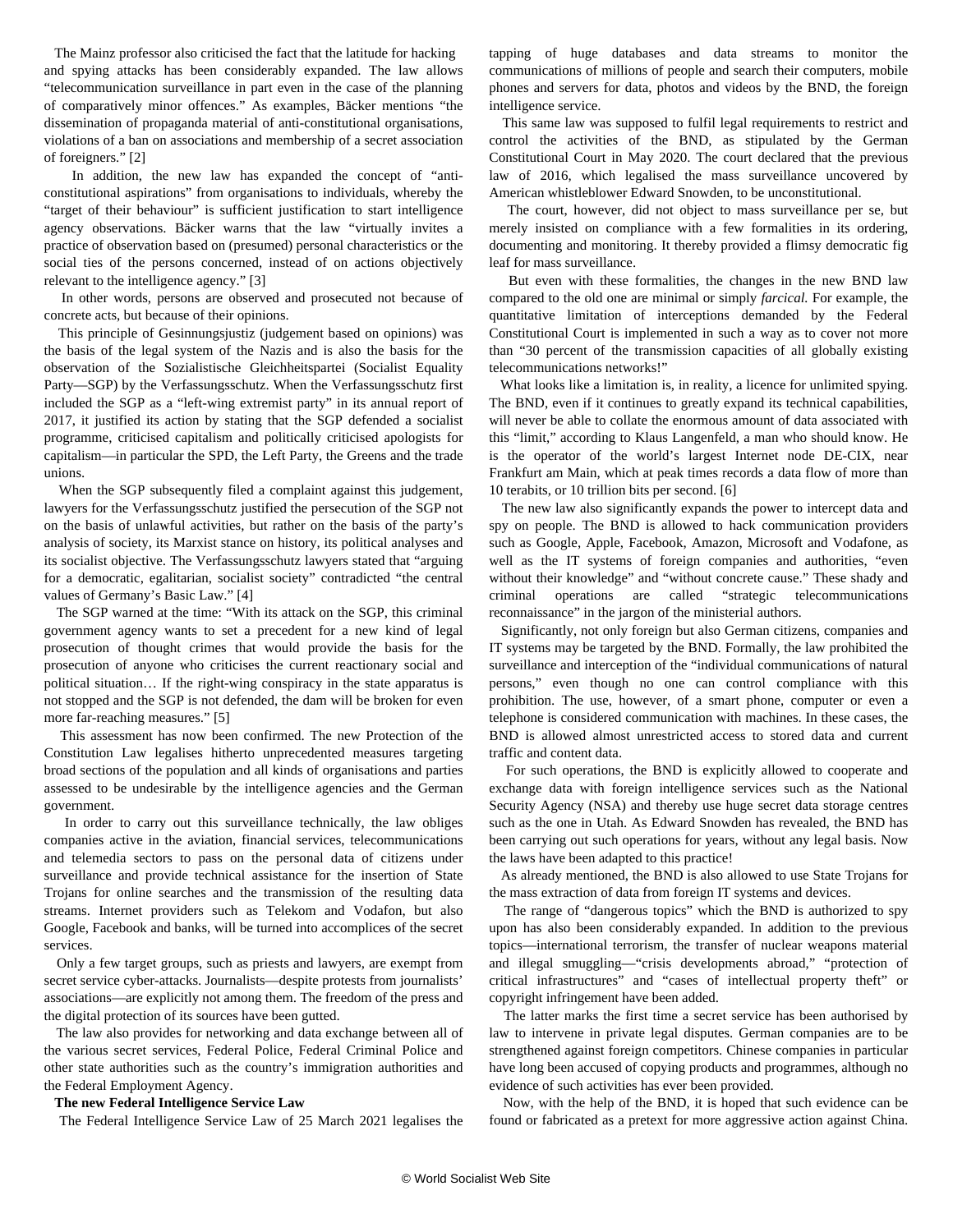The Mainz professor also criticised the fact that the latitude for hacking and spying attacks has been considerably expanded. The law allows "telecommunication surveillance in part even in the case of the planning of comparatively minor offences." As examples, Bäcker mentions "the dissemination of propaganda material of anti-constitutional organisations, violations of a ban on associations and membership of a secret association of foreigners." [2]

In addition, the new law has expanded the concept of "anti-constitutional aspirations" from organisations to individuals, whereby the "target of their behaviour" is sufficient justification to start intelligence agency observations. Bäcker warns that the law "virtually invites a practice of observation based on (presumed) personal characteristics or the social ties of the persons concerned, instead of on actions objectively relevant to the intelligence agency." [3]

In other words, persons are observed and prosecuted not because of concrete acts, but because of their opinions.

This principle of Gesinnungsjustiz (judgement based on opinions) was the basis of the legal system of the Nazis and is also the basis for the observation of the Sozialistische Gleichheitspartei (Socialist Equality Party—SGP) by the Verfassungsschutz. When the Verfassungsschutz first included the SGP as a "left-wing extremist party" in its annual report of 2017, it justified its action by stating that the SGP defended a socialist programme, criticised capitalism and politically criticised apologists for capitalism—in particular the SPD, the Left Party, the Greens and the trade unions.

When the SGP subsequently filed a complaint against this judgement, lawyers for the Verfassungsschutz justified the persecution of the SGP not on the basis of unlawful activities, but rather on the basis of the party's analysis of society, its Marxist stance on history, its political analyses and its socialist objective. The Verfassungsschutz lawyers stated that "arguing for a democratic, egalitarian, socialist society" contradicted "the central values of Germany's Basic Law." [4]

The SGP warned at the time: "With its attack on the SGP, this criminal government agency wants to set a precedent for a new kind of legal prosecution of thought crimes that would provide the basis for the prosecution of anyone who criticises the current reactionary social and political situation… If the right-wing conspiracy in the state apparatus is not stopped and the SGP is not defended, the dam will be broken for even more far-reaching measures." [5]

This assessment has now been confirmed. The new Protection of the Constitution Law legalises hitherto unprecedented measures targeting broad sections of the population and all kinds of organisations and parties assessed to be undesirable by the intelligence agencies and the German government.

In order to carry out this surveillance technically, the law obliges companies active in the aviation, financial services, telecommunications and telemedia sectors to pass on the personal data of citizens under surveillance and provide technical assistance for the insertion of State Trojans for online searches and the transmission of the resulting data streams. Internet providers such as Telekom and Vodafon, but also Google, Facebook and banks, will be turned into accomplices of the secret services.

Only a few target groups, such as priests and lawyers, are exempt from secret service cyber-attacks. Journalists—despite protests from journalists' associations—are explicitly not among them. The freedom of the press and the digital protection of its sources have been gutted.

The law also provides for networking and data exchange between all of the various secret services, Federal Police, Federal Criminal Police and other state authorities such as the country's immigration authorities and the Federal Employment Agency.

**The new Federal Intelligence Service Law**

The Federal Intelligence Service Law of 25 March 2021 legalises the tapping of huge databases and data streams to monitor the communications of millions of people and search their computers, mobile phones and servers for data, photos and videos by the BND, the foreign intelligence service.

This same law was supposed to fulfil legal requirements to restrict and control the activities of the BND, as stipulated by the German Constitutional Court in May 2020. The court declared that the previous law of 2016, which legalised the mass surveillance uncovered by American whistleblower Edward Snowden, to be unconstitutional.

The court, however, did not object to mass surveillance per se, but merely insisted on compliance with a few formalities in its ordering, documenting and monitoring. It thereby provided a flimsy democratic fig leaf for mass surveillance.

But even with these formalities, the changes in the new BND law compared to the old one are minimal or simply *farcical.* For example, the quantitative limitation of interceptions demanded by the Federal Constitutional Court is implemented in such a way as to cover not more than "30 percent of the transmission capacities of all globally existing telecommunications networks!"

What looks like a limitation is, in reality, a licence for unlimited spying. The BND, even if it continues to greatly expand its technical capabilities, will never be able to collate the enormous amount of data associated with this "limit," according to Klaus Langenfeld, a man who should know. He is the operator of the world's largest Internet node DE-CIX, near Frankfurt am Main, which at peak times records a data flow of more than 10 terabits, or 10 trillion bits per second. [6]

The new law also significantly expands the power to intercept data and spy on people. The BND is allowed to hack communication providers such as Google, Apple, Facebook, Amazon, Microsoft and Vodafone, as well as the IT systems of foreign companies and authorities, "even without their knowledge" and "without concrete cause." These shady and criminal operations are called "strategic telecommunications reconnaissance" in the jargon of the ministerial authors.

Significantly, not only foreign but also German citizens, companies and IT systems may be targeted by the BND. Formally, the law prohibited the surveillance and interception of the "individual communications of natural persons," even though no one can control compliance with this prohibition. The use, however, of a smart phone, computer or even a telephone is considered communication with machines. In these cases, the BND is allowed almost unrestricted access to stored data and current traffic and content data.

For such operations, the BND is explicitly allowed to cooperate and exchange data with foreign intelligence services such as the National Security Agency (NSA) and thereby use huge secret data storage centres such as the one in Utah. As Edward Snowden has revealed, the BND has been carrying out such operations for years, without any legal basis. Now the laws have been adapted to this practice!

As already mentioned, the BND is also allowed to use State Trojans for the mass extraction of data from foreign IT systems and devices.

The range of "dangerous topics" which the BND is authorized to spy upon has also been considerably expanded. In addition to the previous topics—international terrorism, the transfer of nuclear weapons material and illegal smuggling—"crisis developments abroad," "protection of critical infrastructures" and "cases of intellectual property theft" or copyright infringement have been added.

The latter marks the first time a secret service has been authorised by law to intervene in private legal disputes. German companies are to be strengthened against foreign competitors. Chinese companies in particular have long been accused of copying products and programmes, although no evidence of such activities has ever been provided.

Now, with the help of the BND, it is hoped that such evidence can be found or fabricated as a pretext for more aggressive action against China.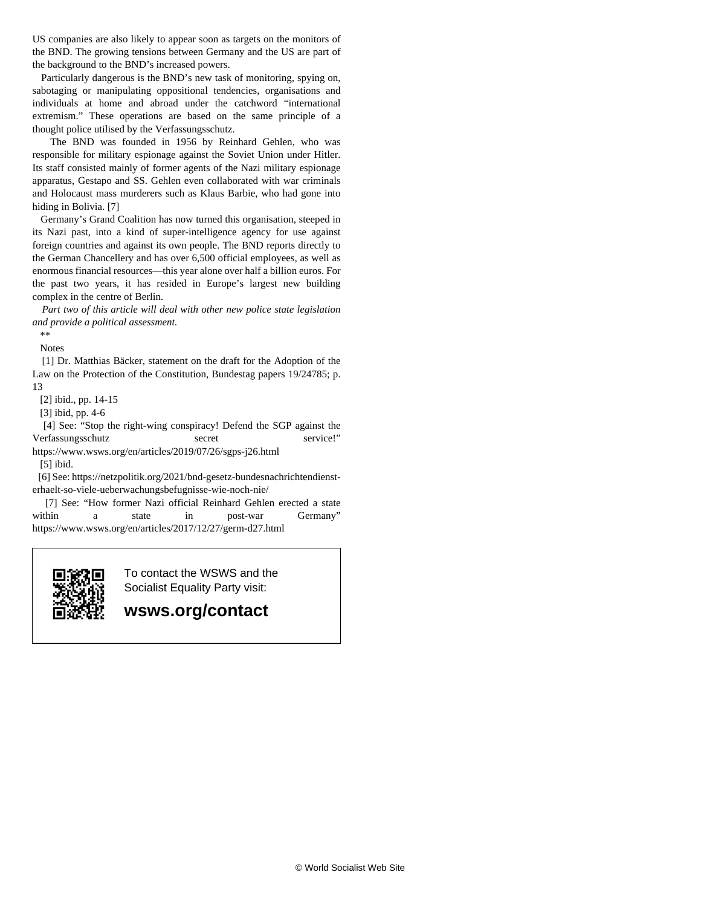US companies are also likely to appear soon as targets on the monitors of the BND. The growing tensions between Germany and the US are part of the background to the BND's increased powers.

Particularly dangerous is the BND's new task of monitoring, spying on, sabotaging or manipulating oppositional tendencies, organisations and individuals at home and abroad under the catchword "international extremism." These operations are based on the same principle of a thought police utilised by the Verfassungsschutz.

The BND was founded in 1956 by Reinhard Gehlen, who was responsible for military espionage against the Soviet Union under Hitler. Its staff consisted mainly of former agents of the Nazi military espionage apparatus, Gestapo and SS. Gehlen even collaborated with war criminals and Holocaust mass murderers such as Klaus Barbie, who had gone into hiding in Bolivia. [7]

Germany's Grand Coalition has now turned this organisation, steeped in its Nazi past, into a kind of super-intelligence agency for use against foreign countries and against its own people. The BND reports directly to the German Chancellery and has over 6,500 official employees, as well as enormous financial resources—this year alone over half a billion euros. For the past two years, it has resided in Europe's largest new building complex in the centre of Berlin.

*Part two of this article will deal with other new police state legislation and provide a political assessment.*

**

Notes

[1] Dr. Matthias Bäcker, statement on the draft for the Adoption of the Law on the Protection of the Constitution, Bundestag papers 19/24785; p. 13

[2] ibid., pp. 14-15

[3] ibid, pp. 4-6

[4] See: "Stop the right-wing conspiracy! Defend the SGP against the Verfassungsschutz secret service!" https://www.wsws.org/en/articles/2019/07/26/sgps-j26.html

[5] ibid.

[6] See: https://netzpolitik.org/2021/bnd-gesetz-bundesnachrichtendienst-erhaelt-so-viele-ueberwachungsbefugnisse-wie-noch-nie/

[7] See: "How former Nazi official Reinhard Gehlen erected a state within a state in post-war Germany" https://www.wsws.org/en/articles/2017/12/27/germ-d27.html

To contact the WSWS and the Socialist Equality Party visit:

**wsws.org/contact**